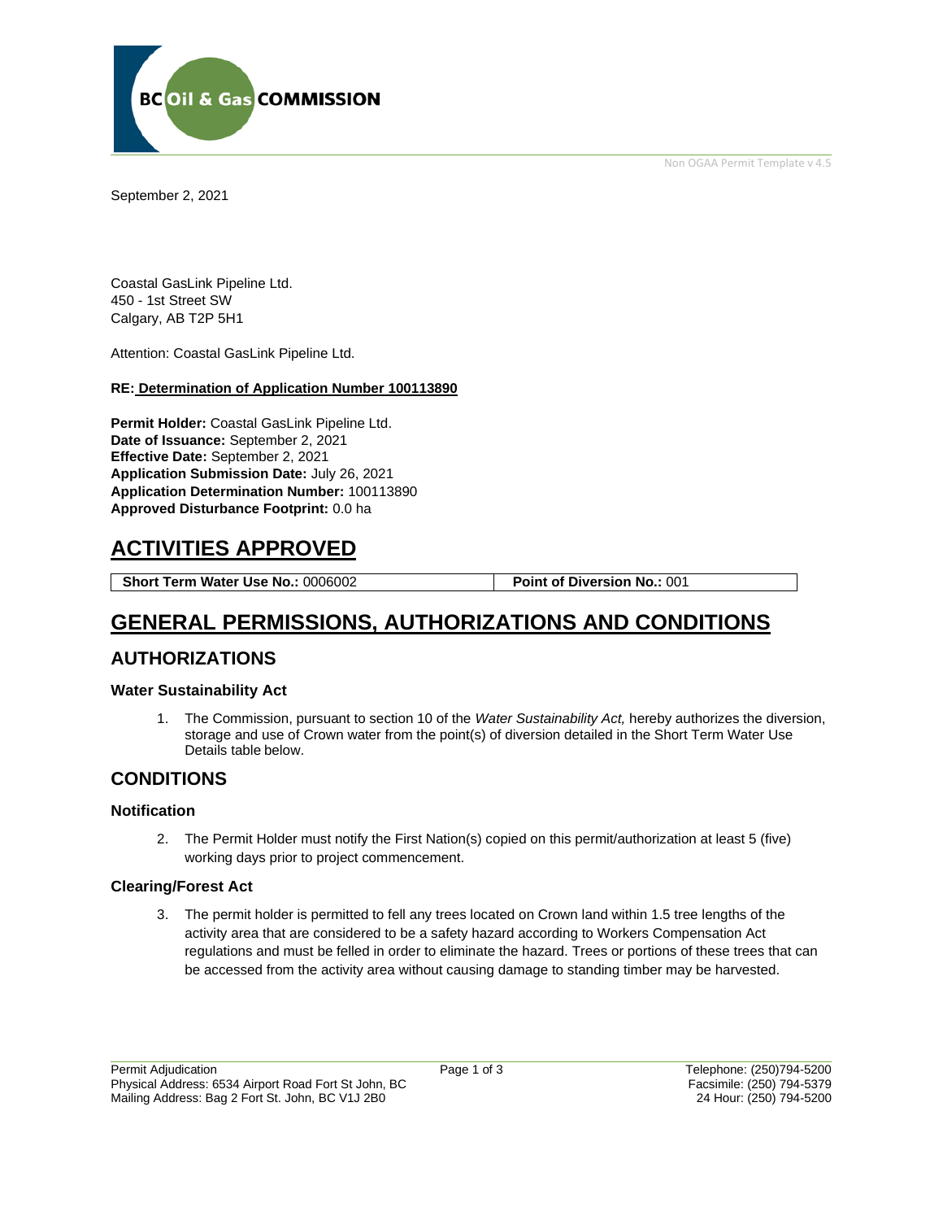BC Oil & Gas COMMISSION

Non OGAA Permit Template v 4.5

September 2, 2021

Coastal GasLink Pipeline Ltd.
450 - 1st Street SW
Calgary, AB T2P 5H1

Attention: Coastal GasLink Pipeline Ltd.

**RE: Determination of Application Number 100113890**

**Permit Holder:** Coastal GasLink Pipeline Ltd.
**Date of Issuance:** September 2, 2021
**Effective Date:** September 2, 2021
**Application Submission Date:** July 26, 2021
**Application Determination Number:** 100113890
**Approved Disturbance Footprint:** 0.0 ha

# ACTIVITIES APPROVED

| **Short Term Water Use No.:** 0006002 | **Point of Diversion No.:** 001 |
|---|---|

# GENERAL PERMISSIONS, AUTHORIZATIONS AND CONDITIONS

## AUTHORIZATIONS

### Water Sustainability Act

1. The Commission, pursuant to section 10 of the *Water Sustainability Act,* hereby authorizes the diversion, storage and use of Crown water from the point(s) of diversion detailed in the Short Term Water Use Details table below.

## CONDITIONS

### Notification

2. The Permit Holder must notify the First Nation(s) copied on this permit/authorization at least 5 (five) working days prior to project commencement.

### Clearing/Forest Act

3. The permit holder is permitted to fell any trees located on Crown land within 1.5 tree lengths of the activity area that are considered to be a safety hazard according to Workers Compensation Act regulations and must be felled in order to eliminate the hazard. Trees or portions of these trees that can be accessed from the activity area without causing damage to standing timber may be harvested.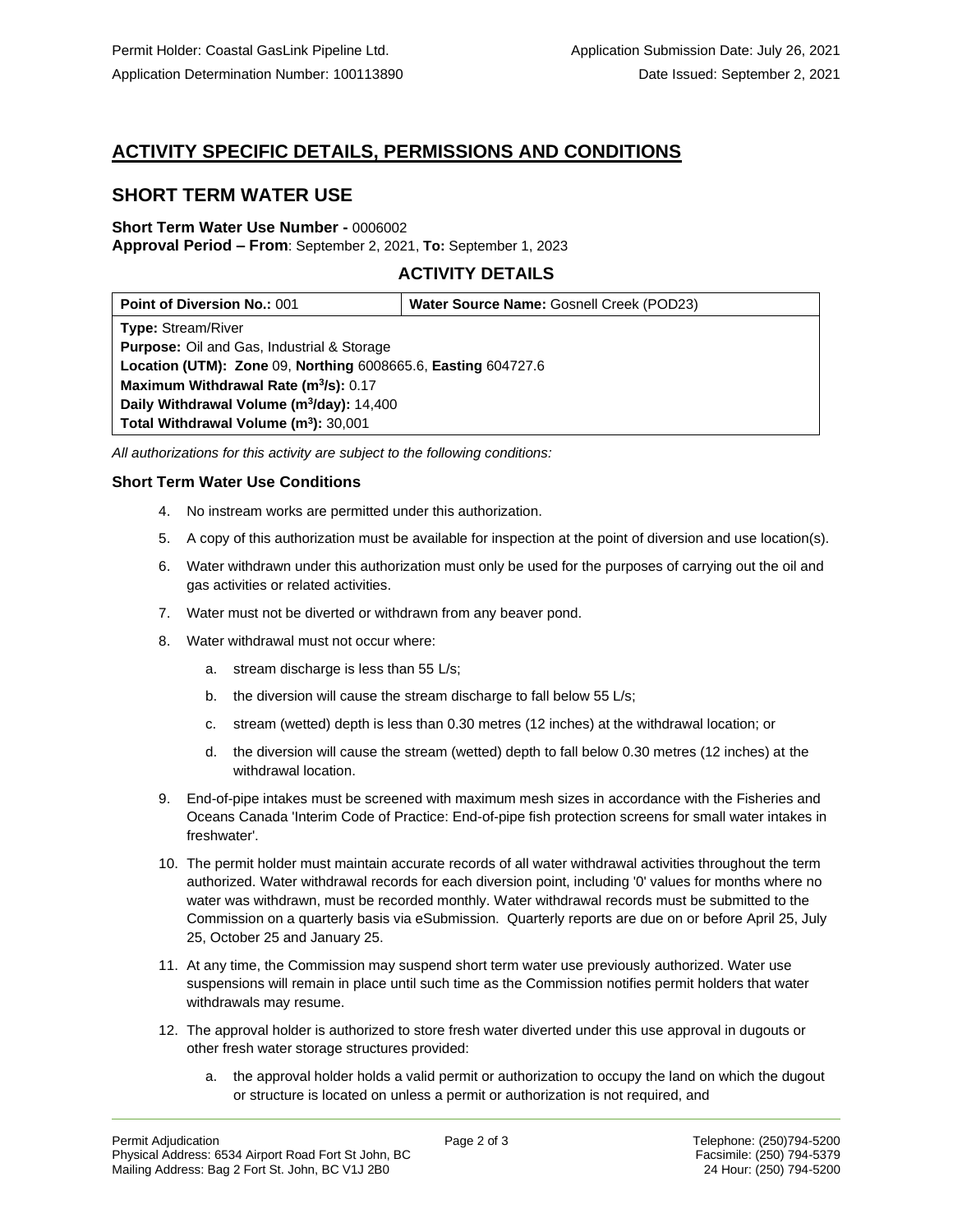## ACTIVITY SPECIFIC DETAILS, PERMISSIONS AND CONDITIONS

## SHORT TERM WATER USE

**Short Term Water Use Number -** 0006002
**Approval Period – From**: September 2, 2021, **To:** September 1, 2023

### ACTIVITY DETAILS

| **Point of Diversion No.:** 001 | **Water Source Name:** Gosnell Creek (POD23) |
|---|---|
| **Type:** Stream/River<br>**Purpose:** Oil and Gas, Industrial & Storage<br>**Location (UTM): Zone** 09, **Northing** 6008665.6, **Easting** 604727.6<br>**Maximum Withdrawal Rate ($m^3$/s):** 0.17<br>**Daily Withdrawal Volume ($m^3$/day):** 14,400<br>**Total Withdrawal Volume ($m^3$):** 30,001 | |

*All authorizations for this activity are subject to the following conditions:*

### Short Term Water Use Conditions

4. No instream works are permitted under this authorization.
5. A copy of this authorization must be available for inspection at the point of diversion and use location(s).
6. Water withdrawn under this authorization must only be used for the purposes of carrying out the oil and gas activities or related activities.
7. Water must not be diverted or withdrawn from any beaver pond.
8. Water withdrawal must not occur where:
   a. stream discharge is less than 55 L/s;
   b. the diversion will cause the stream discharge to fall below 55 L/s;
   c. stream (wetted) depth is less than 0.30 metres (12 inches) at the withdrawal location; or
   d. the diversion will cause the stream (wetted) depth to fall below 0.30 metres (12 inches) at the withdrawal location.
9. End-of-pipe intakes must be screened with maximum mesh sizes in accordance with the Fisheries and Oceans Canada 'Interim Code of Practice: End-of-pipe fish protection screens for small water intakes in freshwater'.
10. The permit holder must maintain accurate records of all water withdrawal activities throughout the term authorized. Water withdrawal records for each diversion point, including '0' values for months where no water was withdrawn, must be recorded monthly. Water withdrawal records must be submitted to the Commission on a quarterly basis via eSubmission. Quarterly reports are due on or before April 25, July 25, October 25 and January 25.
11. At any time, the Commission may suspend short term water use previously authorized. Water use suspensions will remain in place until such time as the Commission notifies permit holders that water withdrawals may resume.
12. The approval holder is authorized to store fresh water diverted under this use approval in dugouts or other fresh water storage structures provided:
    a. the approval holder holds a valid permit or authorization to occupy the land on which the dugout or structure is located on unless a permit or authorization is not required, and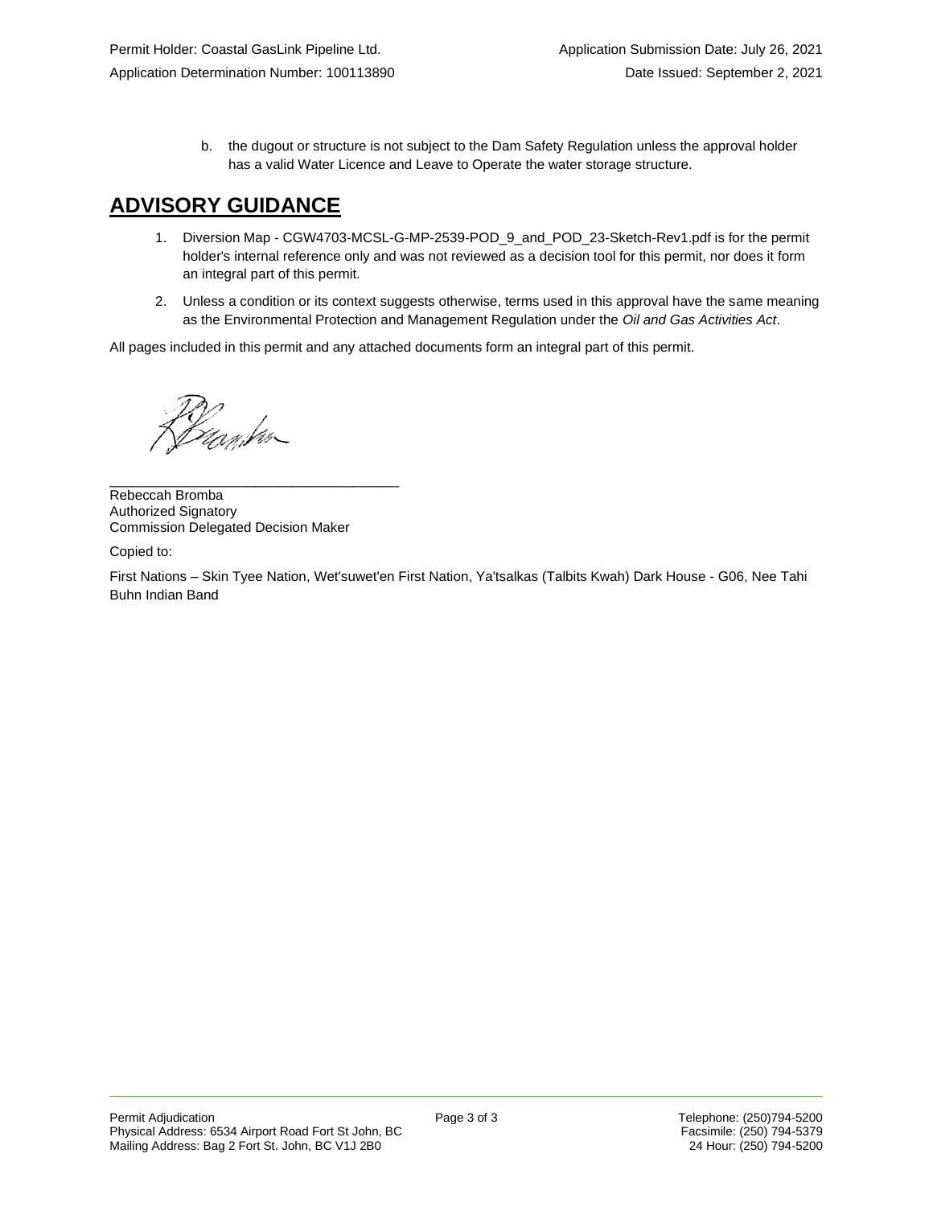b. the dugout or structure is not subject to the Dam Safety Regulation unless the approval holder has a valid Water Licence and Leave to Operate the water storage structure.

## ADVISORY GUIDANCE

1. Diversion Map - CGW4703-MCSL-G-MP-2539-POD_9_and_POD_23-Sketch-Rev1.pdf is for the permit holder's internal reference only and was not reviewed as a decision tool for this permit, nor does it form an integral part of this permit.
2. Unless a condition or its context suggests otherwise, terms used in this approval have the same meaning as the Environmental Protection and Management Regulation under the *Oil and Gas Activities Act*.

All pages included in this permit and any attached documents form an integral part of this permit.

______________________________________

Rebeccah Bromba
Authorized Signatory
Commission Delegated Decision Maker

Copied to:

First Nations – Skin Tyee Nation, Wet'suwet'en First Nation, Ya'tsalkas (Talbits Kwah) Dark House - G06, Nee Tahi Buhn Indian Band